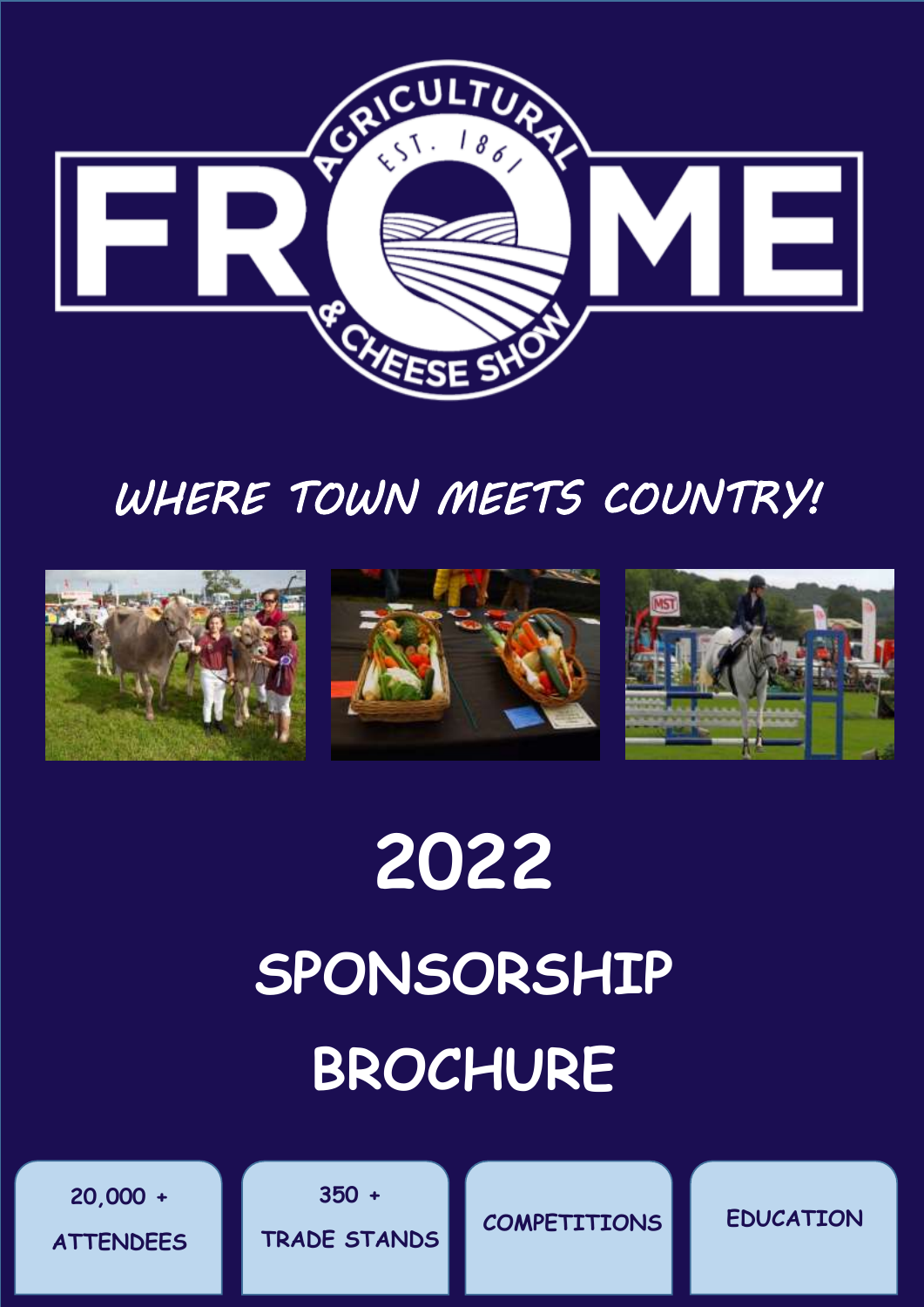# FROME AGRICULTURAL & CHEESE SHOW

EST. 1861

## WHERE TOWN MEETS COUNTRY!

# 2022

# SPONSORSHIP BROCHURE

20,000 + ATTENDEES

350 + TRADE STANDS

COMPETITIONS

EDUCATION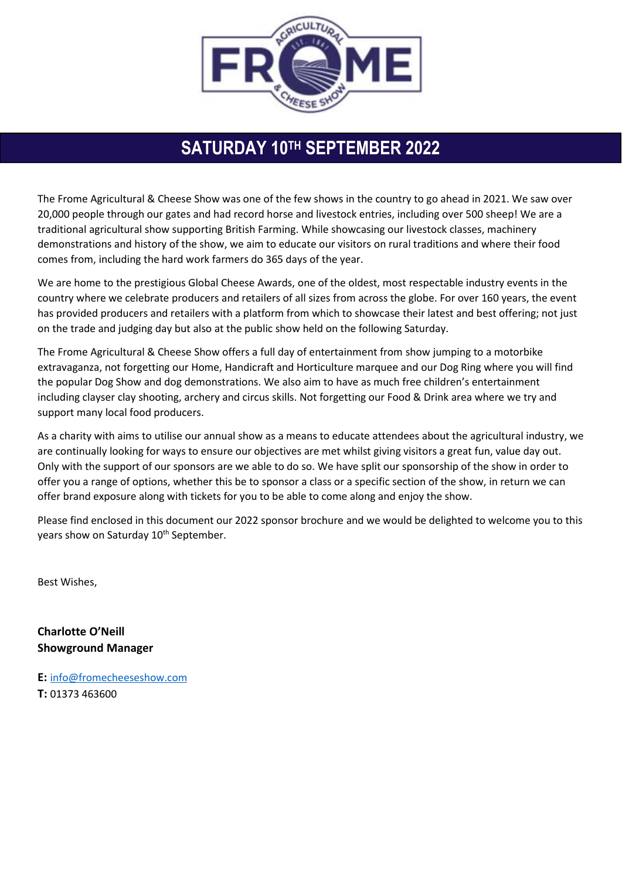# SATURDAY 10TH SEPTEMBER 2022

The Frome Agricultural & Cheese Show was one of the few shows in the country to go ahead in 2021. We saw over 20,000 people through our gates and had record horse and livestock entries, including over 500 sheep! We are a traditional agricultural show supporting British Farming. While showcasing our livestock classes, machinery demonstrations and history of the show, we aim to educate our visitors on rural traditions and where their food comes from, including the hard work farmers do 365 days of the year.

We are home to the prestigious Global Cheese Awards, one of the oldest, most respectable industry events in the country where we celebrate producers and retailers of all sizes from across the globe. For over 160 years, the event has provided producers and retailers with a platform from which to showcase their latest and best offering; not just on the trade and judging day but also at the public show held on the following Saturday.

The Frome Agricultural & Cheese Show offers a full day of entertainment from show jumping to a motorbike extravaganza, not forgetting our Home, Handicraft and Horticulture marquee and our Dog Ring where you will find the popular Dog Show and dog demonstrations. We also aim to have as much free children's entertainment including clayser clay shooting, archery and circus skills. Not forgetting our Food & Drink area where we try and support many local food producers.

As a charity with aims to utilise our annual show as a means to educate attendees about the agricultural industry, we are continually looking for ways to ensure our objectives are met whilst giving visitors a great fun, value day out. Only with the support of our sponsors are we able to do so. We have split our sponsorship of the show in order to offer you a range of options, whether this be to sponsor a class or a specific section of the show, in return we can offer brand exposure along with tickets for you to be able to come along and enjoy the show.

Please find enclosed in this document our 2022 sponsor brochure and we would be delighted to welcome you to this years show on Saturday 10th September.

Best Wishes,

**Charlotte O'Neill**
**Showground Manager**

**E:** info@fromecheeseshow.com
**T:** 01373 463600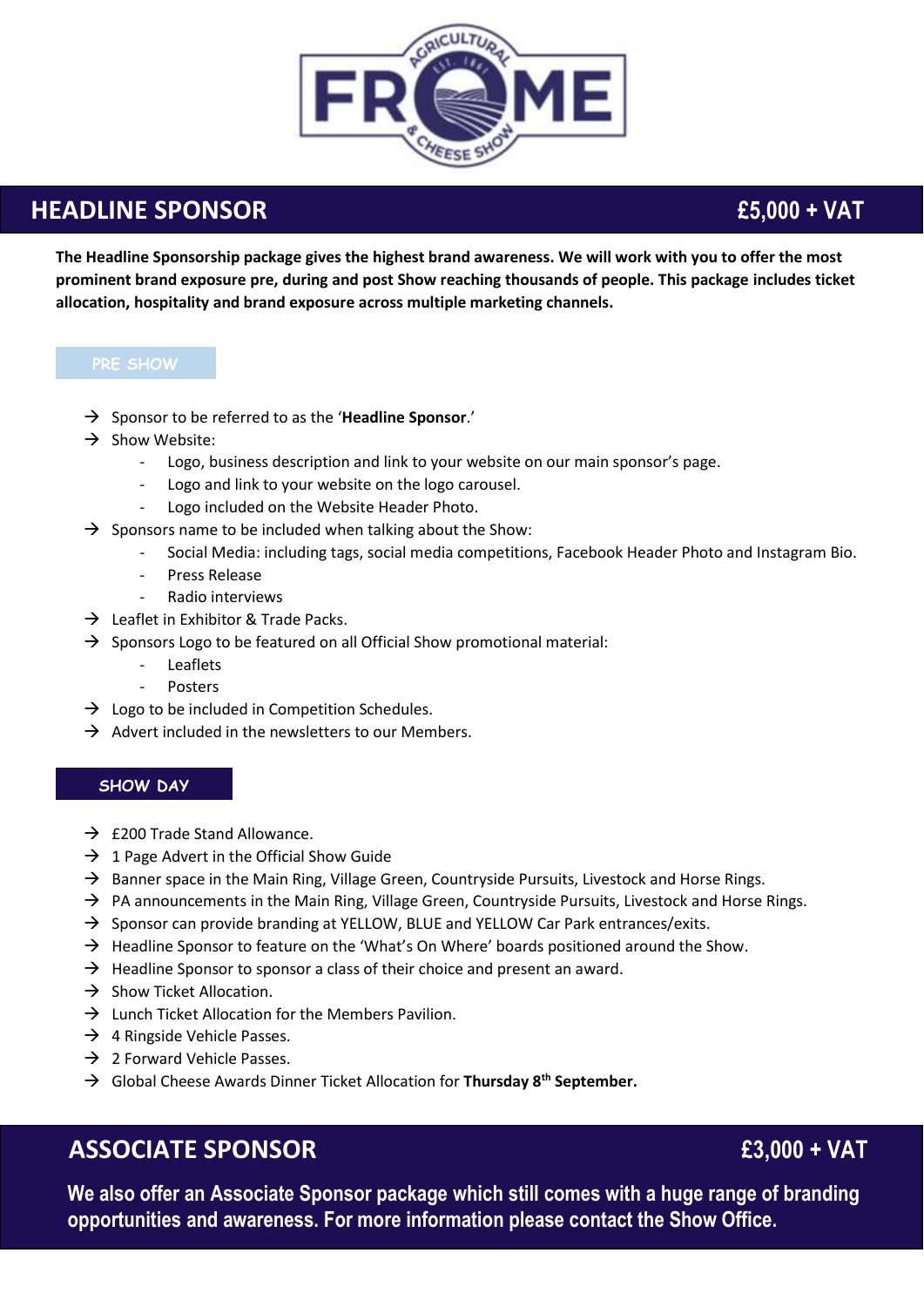## HEADLINE SPONSOR £5,000 + VAT

**The Headline Sponsorship package gives the highest brand awareness. We will work with you to offer the most prominent brand exposure pre, during and post Show reaching thousands of people. This package includes ticket allocation, hospitality and brand exposure across multiple marketing channels.**

### PRE SHOW

- Sponsor to be referred to as the '**Headline Sponsor**.'
- Show Website:
  - Logo, business description and link to your website on our main sponsor's page.
  - Logo and link to your website on the logo carousel.
  - Logo included on the Website Header Photo.
- Sponsors name to be included when talking about the Show:
  - Social Media: including tags, social media competitions, Facebook Header Photo and Instagram Bio.
  - Press Release
  - Radio interviews
- Leaflet in Exhibitor & Trade Packs.
- Sponsors Logo to be featured on all Official Show promotional material:
  - Leaflets
  - Posters
- Logo to be included in Competition Schedules.
- Advert included in the newsletters to our Members.

### SHOW DAY

- £200 Trade Stand Allowance.
- 1 Page Advert in the Official Show Guide
- Banner space in the Main Ring, Village Green, Countryside Pursuits, Livestock and Horse Rings.
- PA announcements in the Main Ring, Village Green, Countryside Pursuits, Livestock and Horse Rings.
- Sponsor can provide branding at YELLOW, BLUE and YELLOW Car Park entrances/exits.
- Headline Sponsor to feature on the 'What's On Where' boards positioned around the Show.
- Headline Sponsor to sponsor a class of their choice and present an award.
- Show Ticket Allocation.
- Lunch Ticket Allocation for the Members Pavilion.
- 4 Ringside Vehicle Passes.
- 2 Forward Vehicle Passes.
- Global Cheese Awards Dinner Ticket Allocation for **Thursday 8th September.**

## ASSOCIATE SPONSOR £3,000 + VAT

**We also offer an Associate Sponsor package which still comes with a huge range of branding opportunities and awareness. For more information please contact the Show Office.**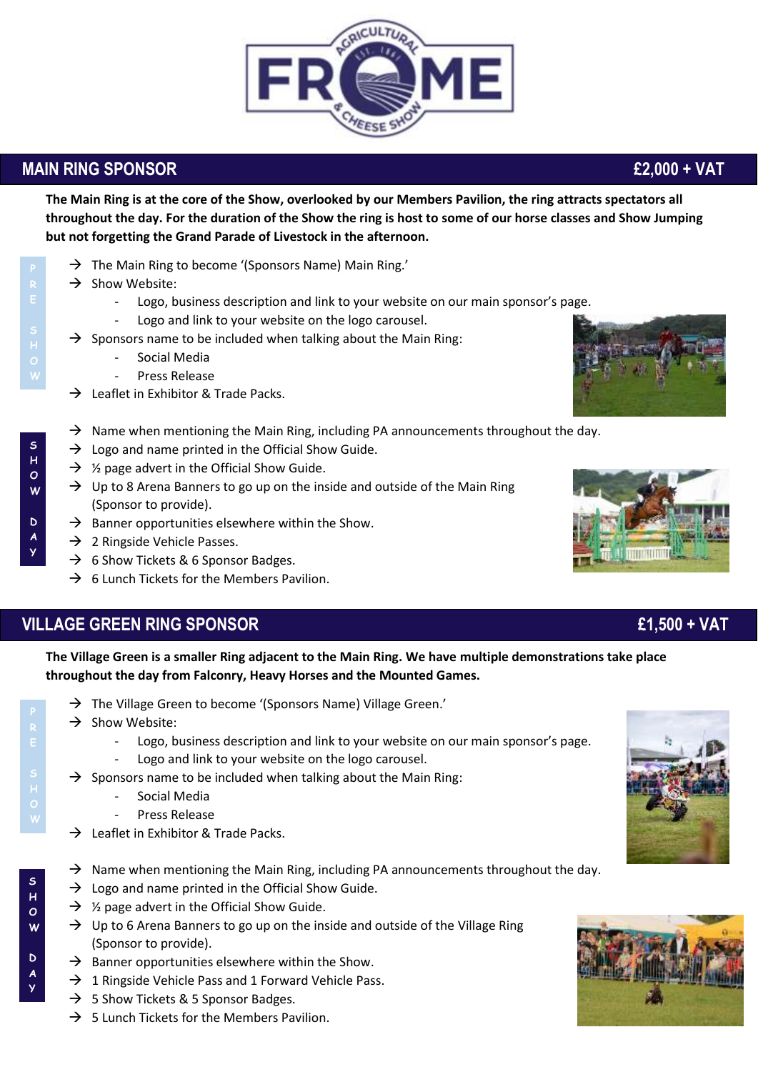## MAIN RING SPONSOR £2,000 + VAT

**The Main Ring is at the core of the Show, overlooked by our Members Pavilion, the ring attracts spectators all throughout the day. For the duration of the Show the ring is host to some of our horse classes and Show Jumping but not forgetting the Grand Parade of Livestock in the afternoon.**

**PRE SHOW**

- → The Main Ring to become '(Sponsors Name) Main Ring.'
- → Show Website:
  - Logo, business description and link to your website on our main sponsor's page.
  - Logo and link to your website on the logo carousel.
- → Sponsors name to be included when talking about the Main Ring:
  - Social Media
  - Press Release
- → Leaflet in Exhibitor & Trade Packs.

**SHOW DAY**

- → Name when mentioning the Main Ring, including PA announcements throughout the day.
- → Logo and name printed in the Official Show Guide.
- → ½ page advert in the Official Show Guide.
- → Up to 8 Arena Banners to go up on the inside and outside of the Main Ring (Sponsor to provide).
- → Banner opportunities elsewhere within the Show.
- → 2 Ringside Vehicle Passes.
- → 6 Show Tickets & 6 Sponsor Badges.
- → 6 Lunch Tickets for the Members Pavilion.

## VILLAGE GREEN RING SPONSOR £1,500 + VAT

**The Village Green is a smaller Ring adjacent to the Main Ring. We have multiple demonstrations take place throughout the day from Falconry, Heavy Horses and the Mounted Games.**

**PRE SHOW**

- → The Village Green to become '(Sponsors Name) Village Green.'
- → Show Website:
  - Logo, business description and link to your website on our main sponsor's page.
  - Logo and link to your website on the logo carousel.
- → Sponsors name to be included when talking about the Main Ring:
  - Social Media
  - Press Release
- → Leaflet in Exhibitor & Trade Packs.

**SHOW DAY**

- → Name when mentioning the Main Ring, including PA announcements throughout the day.
- → Logo and name printed in the Official Show Guide.
- → ½ page advert in the Official Show Guide.
- → Up to 6 Arena Banners to go up on the inside and outside of the Village Ring (Sponsor to provide).
- → Banner opportunities elsewhere within the Show.
- → 1 Ringside Vehicle Pass and 1 Forward Vehicle Pass.
- → 5 Show Tickets & 5 Sponsor Badges.
- → 5 Lunch Tickets for the Members Pavilion.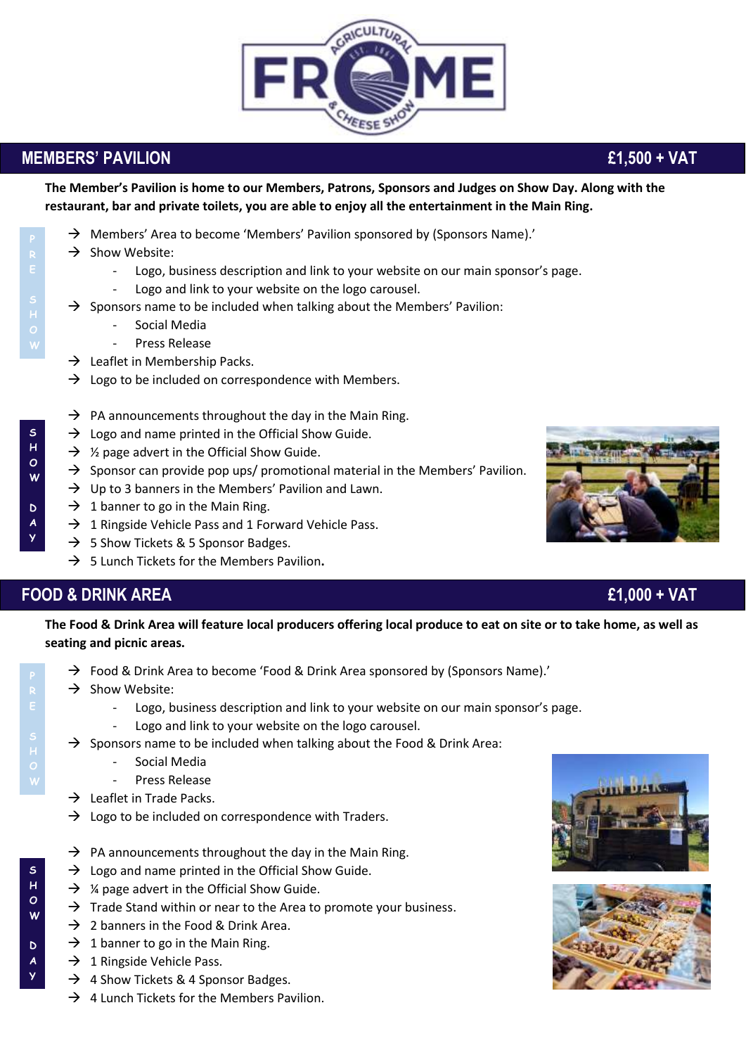## MEMBERS' PAVILION £1,500 + VAT

**The Member's Pavilion is home to our Members, Patrons, Sponsors and Judges on Show Day. Along with the restaurant, bar and private toilets, you are able to enjoy all the entertainment in the Main Ring.**

**PRE SHOW**

- → Members' Area to become 'Members' Pavilion sponsored by (Sponsors Name).'
- → Show Website:
  - Logo, business description and link to your website on our main sponsor's page.
  - Logo and link to your website on the logo carousel.
- → Sponsors name to be included when talking about the Members' Pavilion:
  - Social Media
  - Press Release
- → Leaflet in Membership Packs.
- → Logo to be included on correspondence with Members.

**SHOW DAY**

- → PA announcements throughout the day in the Main Ring.
- → Logo and name printed in the Official Show Guide.
- → ½ page advert in the Official Show Guide.
- → Sponsor can provide pop ups/ promotional material in the Members' Pavilion.
- → Up to 3 banners in the Members' Pavilion and Lawn.
- → 1 banner to go in the Main Ring.
- → 1 Ringside Vehicle Pass and 1 Forward Vehicle Pass.
- → 5 Show Tickets & 5 Sponsor Badges.
- → 5 Lunch Tickets for the Members Pavilion.

## FOOD & DRINK AREA £1,000 + VAT

**The Food & Drink Area will feature local producers offering local produce to eat on site or to take home, as well as seating and picnic areas.**

**PRE SHOW**

- → Food & Drink Area to become 'Food & Drink Area sponsored by (Sponsors Name).'
- → Show Website:
  - Logo, business description and link to your website on our main sponsor's page.
  - Logo and link to your website on the logo carousel.
- → Sponsors name to be included when talking about the Food & Drink Area:
  - Social Media
  - Press Release
- → Leaflet in Trade Packs.
- → Logo to be included on correspondence with Traders.

**SHOW DAY**

- → PA announcements throughout the day in the Main Ring.
- → Logo and name printed in the Official Show Guide.
- → ¼ page advert in the Official Show Guide.
- → Trade Stand within or near to the Area to promote your business.
- → 2 banners in the Food & Drink Area.
- → 1 banner to go in the Main Ring.
- → 1 Ringside Vehicle Pass.
- → 4 Show Tickets & 4 Sponsor Badges.
- → 4 Lunch Tickets for the Members Pavilion.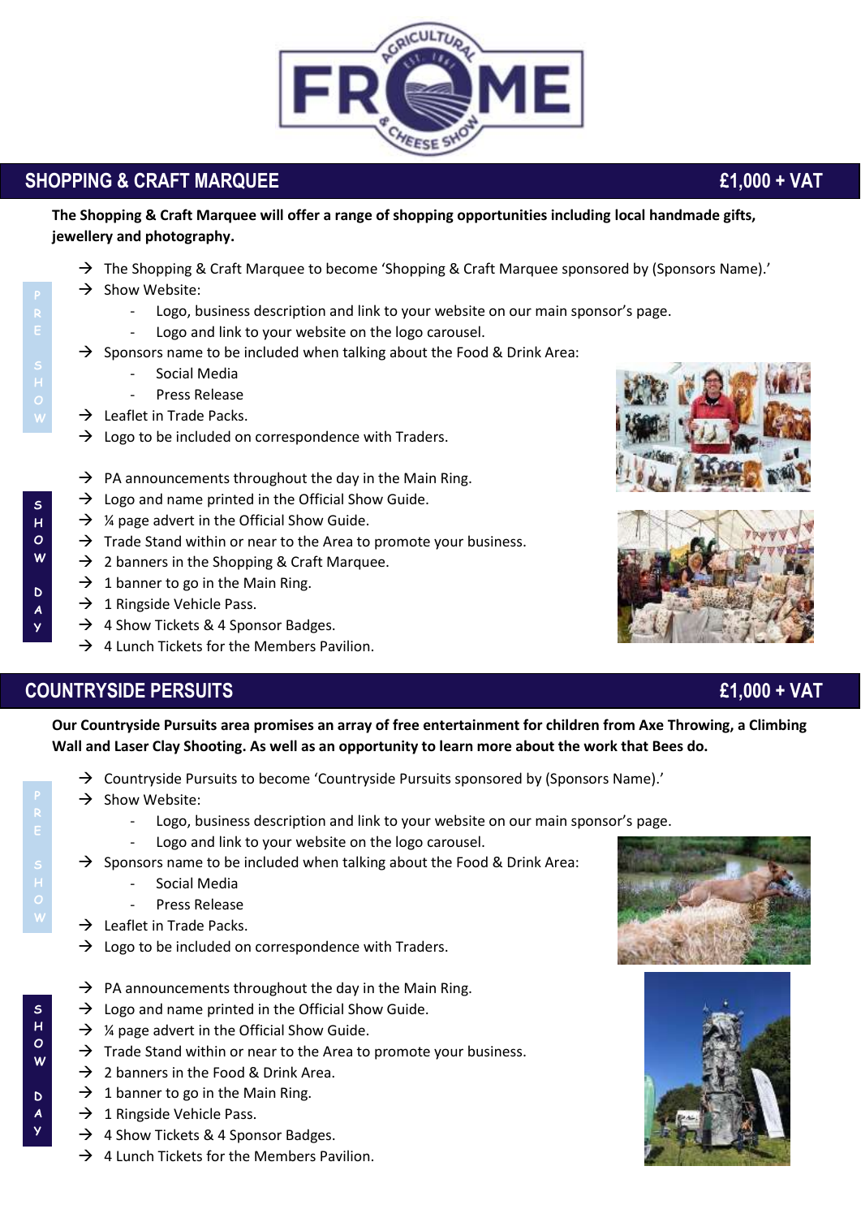## SHOPPING & CRAFT MARQUEE £1,000 + VAT

**The Shopping & Craft Marquee will offer a range of shopping opportunities including local handmade gifts, jewellery and photography.**

**PRE SHOW**

- → The Shopping & Craft Marquee to become 'Shopping & Craft Marquee sponsored by (Sponsors Name).'
- → Show Website:
  - Logo, business description and link to your website on our main sponsor's page.
  - Logo and link to your website on the logo carousel.
- → Sponsors name to be included when talking about the Food & Drink Area:
  - Social Media
  - Press Release
- → Leaflet in Trade Packs.
- → Logo to be included on correspondence with Traders.

**SHOW DAY**

- → PA announcements throughout the day in the Main Ring.
- → Logo and name printed in the Official Show Guide.
- → ¼ page advert in the Official Show Guide.
- → Trade Stand within or near to the Area to promote your business.
- → 2 banners in the Shopping & Craft Marquee.
- → 1 banner to go in the Main Ring.
- → 1 Ringside Vehicle Pass.
- → 4 Show Tickets & 4 Sponsor Badges.
- → 4 Lunch Tickets for the Members Pavilion.

## COUNTRYSIDE PURSUITS £1,000 + VAT

**Our Countryside Pursuits area promises an array of free entertainment for children from Axe Throwing, a Climbing Wall and Laser Clay Shooting. As well as an opportunity to learn more about the work that Bees do.**

**PRE SHOW**

- → Countryside Pursuits to become 'Countryside Pursuits sponsored by (Sponsors Name).'
- → Show Website:
  - Logo, business description and link to your website on our main sponsor's page.
  - Logo and link to your website on the logo carousel.
- → Sponsors name to be included when talking about the Food & Drink Area:
  - Social Media
  - Press Release
- → Leaflet in Trade Packs.
- → Logo to be included on correspondence with Traders.

**SHOW DAY**

- → PA announcements throughout the day in the Main Ring.
- → Logo and name printed in the Official Show Guide.
- → ¼ page advert in the Official Show Guide.
- → Trade Stand within or near to the Area to promote your business.
- → 2 banners in the Food & Drink Area.
- → 1 banner to go in the Main Ring.
- → 1 Ringside Vehicle Pass.
- → 4 Show Tickets & 4 Sponsor Badges.
- → 4 Lunch Tickets for the Members Pavilion.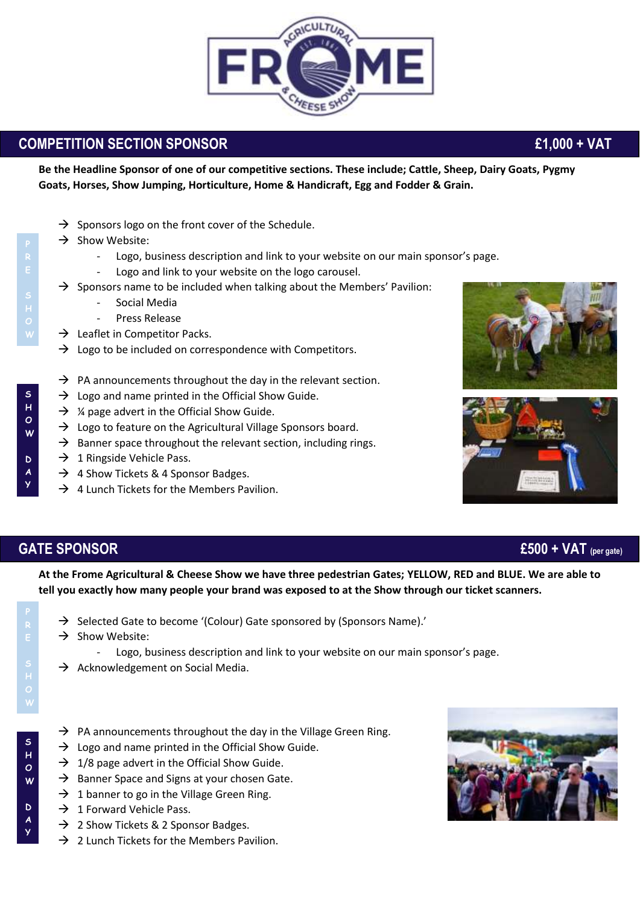## COMPETITION SECTION SPONSOR — £1,000 + VAT

**Be the Headline Sponsor of one of our competitive sections. These include; Cattle, Sheep, Dairy Goats, Pygmy Goats, Horses, Show Jumping, Horticulture, Home & Handicraft, Egg and Fodder & Grain.**

**PRE SHOW**

- → Sponsors logo on the front cover of the Schedule.
- → Show Website:
  - Logo, business description and link to your website on our main sponsor's page.
  - Logo and link to your website on the logo carousel.
- → Sponsors name to be included when talking about the Members' Pavilion:
  - Social Media
  - Press Release
- → Leaflet in Competitor Packs.
- → Logo to be included on correspondence with Competitors.

**SHOW DAY**

- → PA announcements throughout the day in the relevant section.
- → Logo and name printed in the Official Show Guide.
- → ¼ page advert in the Official Show Guide.
- → Logo to feature on the Agricultural Village Sponsors board.
- → Banner space throughout the relevant section, including rings.
- → 1 Ringside Vehicle Pass.
- → 4 Show Tickets & 4 Sponsor Badges.
- → 4 Lunch Tickets for the Members Pavilion.

## GATE SPONSOR — £500 + VAT (per gate)

**At the Frome Agricultural & Cheese Show we have three pedestrian Gates; YELLOW, RED and BLUE. We are able to tell you exactly how many people your brand was exposed to at the Show through our ticket scanners.**

**PRE SHOW**

- → Selected Gate to become '(Colour) Gate sponsored by (Sponsors Name).'
- → Show Website:
  - Logo, business description and link to your website on our main sponsor's page.
- → Acknowledgement on Social Media.

**SHOW DAY**

- → PA announcements throughout the day in the Village Green Ring.
- → Logo and name printed in the Official Show Guide.
- → 1/8 page advert in the Official Show Guide.
- → Banner Space and Signs at your chosen Gate.
- → 1 banner to go in the Village Green Ring.
- → 1 Forward Vehicle Pass.
- → 2 Show Tickets & 2 Sponsor Badges.
- → 2 Lunch Tickets for the Members Pavilion.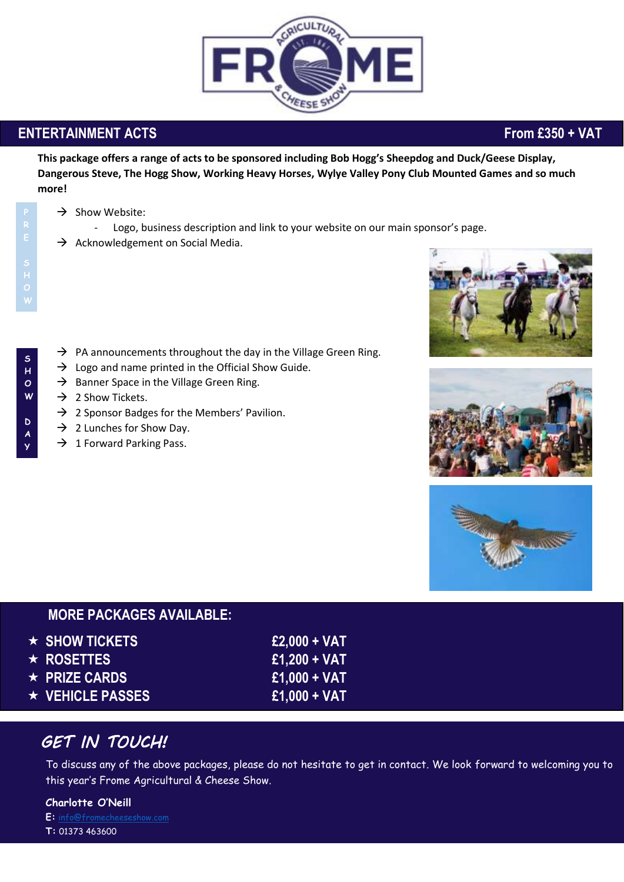## ENTERTAINMENT ACTS — From £350 + VAT

**This package offers a range of acts to be sponsored including Bob Hogg's Sheepdog and Duck/Geese Display, Dangerous Steve, The Hogg Show, Working Heavy Horses, Wylye Valley Pony Club Mounted Games and so much more!**

**PRE SHOW**

- → Show Website:
  - Logo, business description and link to your website on our main sponsor's page.
- → Acknowledgement on Social Media.

**SHOW DAY**

- → PA announcements throughout the day in the Village Green Ring.
- → Logo and name printed in the Official Show Guide.
- → Banner Space in the Village Green Ring.
- → 2 Show Tickets.
- → 2 Sponsor Badges for the Members' Pavilion.
- → 2 Lunches for Show Day.
- → 1 Forward Parking Pass.

## MORE PACKAGES AVAILABLE:

| Package | Price |
|---|---|
| ★ SHOW TICKETS | £2,000 + VAT |
| ★ ROSETTES | £1,200 + VAT |
| ★ PRIZE CARDS | £1,000 + VAT |
| ★ VEHICLE PASSES | £1,000 + VAT |

## GET IN TOUCH!

To discuss any of the above packages, please do not hesitate to get in contact. We look forward to welcoming you to this year's Frome Agricultural & Cheese Show.

**Charlotte O'Neill**
**E:** info@fromecheeseshow.com
**T:** 01373 463600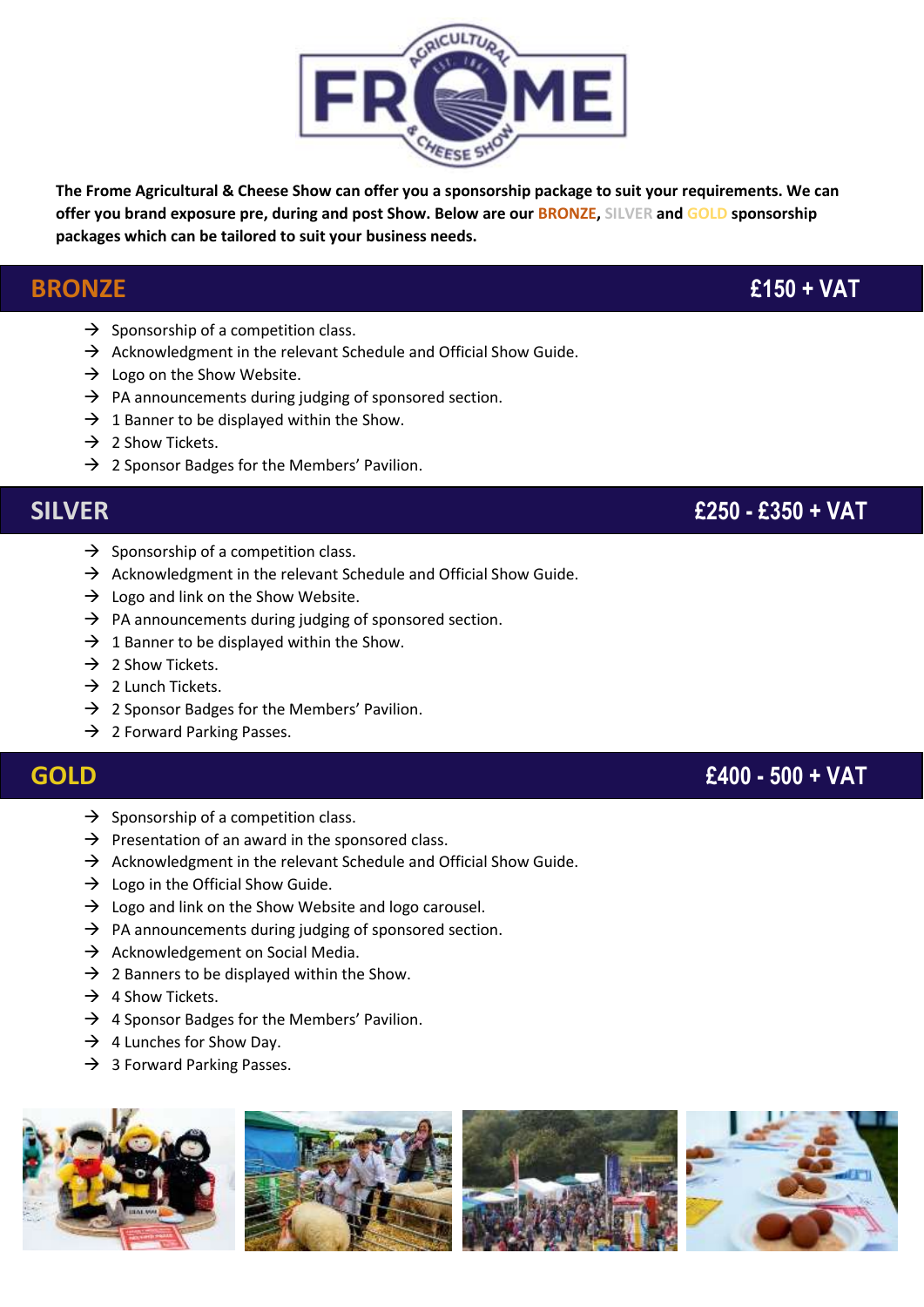The Frome Agricultural & Cheese Show can offer you a sponsorship package to suit your requirements. We can offer you brand exposure pre, during and post Show. Below are our **BRONZE**, **SILVER** and **GOLD** sponsorship packages which can be tailored to suit your business needs.

## BRONZE — £150 + VAT

- Sponsorship of a competition class.
- Acknowledgment in the relevant Schedule and Official Show Guide.
- Logo on the Show Website.
- PA announcements during judging of sponsored section.
- 1 Banner to be displayed within the Show.
- 2 Show Tickets.
- 2 Sponsor Badges for the Members' Pavilion.

## SILVER — £250 - £350 + VAT

- Sponsorship of a competition class.
- Acknowledgment in the relevant Schedule and Official Show Guide.
- Logo and link on the Show Website.
- PA announcements during judging of sponsored section.
- 1 Banner to be displayed within the Show.
- 2 Show Tickets.
- 2 Lunch Tickets.
- 2 Sponsor Badges for the Members' Pavilion.
- 2 Forward Parking Passes.

## GOLD — £400 - 500 + VAT

- Sponsorship of a competition class.
- Presentation of an award in the sponsored class.
- Acknowledgment in the relevant Schedule and Official Show Guide.
- Logo in the Official Show Guide.
- Logo and link on the Show Website and logo carousel.
- PA announcements during judging of sponsored section.
- Acknowledgement on Social Media.
- 2 Banners to be displayed within the Show.
- 4 Show Tickets.
- 4 Sponsor Badges for the Members' Pavilion.
- 4 Lunches for Show Day.
- 3 Forward Parking Passes.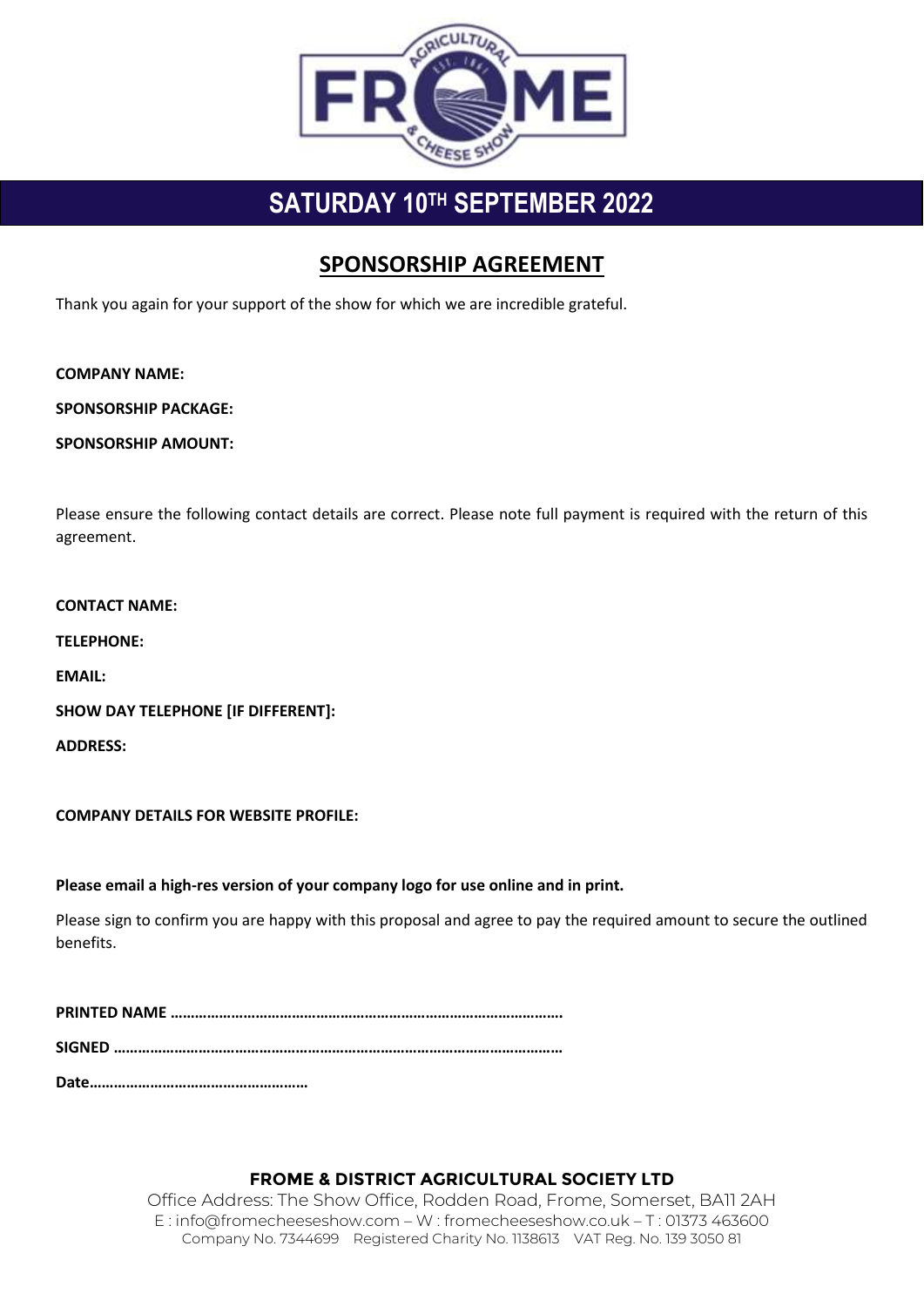# SATURDAY 10TH SEPTEMBER 2022

## SPONSORSHIP AGREEMENT

Thank you again for your support of the show for which we are incredible grateful.

**COMPANY NAME:**

**SPONSORSHIP PACKAGE:**

**SPONSORSHIP AMOUNT:**

Please ensure the following contact details are correct. Please note full payment is required with the return of this agreement.

**CONTACT NAME:**

**TELEPHONE:**

**EMAIL:**

**SHOW DAY TELEPHONE [IF DIFFERENT]:**

**ADDRESS:**

**COMPANY DETAILS FOR WEBSITE PROFILE:**

**Please email a high-res version of your company logo for use online and in print.**

Please sign to confirm you are happy with this proposal and agree to pay the required amount to secure the outlined benefits.

**PRINTED NAME ……………………………………………………………………………………**

**SIGNED ………………………………………………………………………………………………**

**Date………………………………………………**

**FROME & DISTRICT AGRICULTURAL SOCIETY LTD**

Office Address: The Show Office, Rodden Road, Frome, Somerset, BA11 2AH

E : info@fromecheeseshow.com – W : fromecheeseshow.co.uk – T : 01373 463600

Company No. 7344699 Registered Charity No. 1138613 VAT Reg. No. 139 3050 81